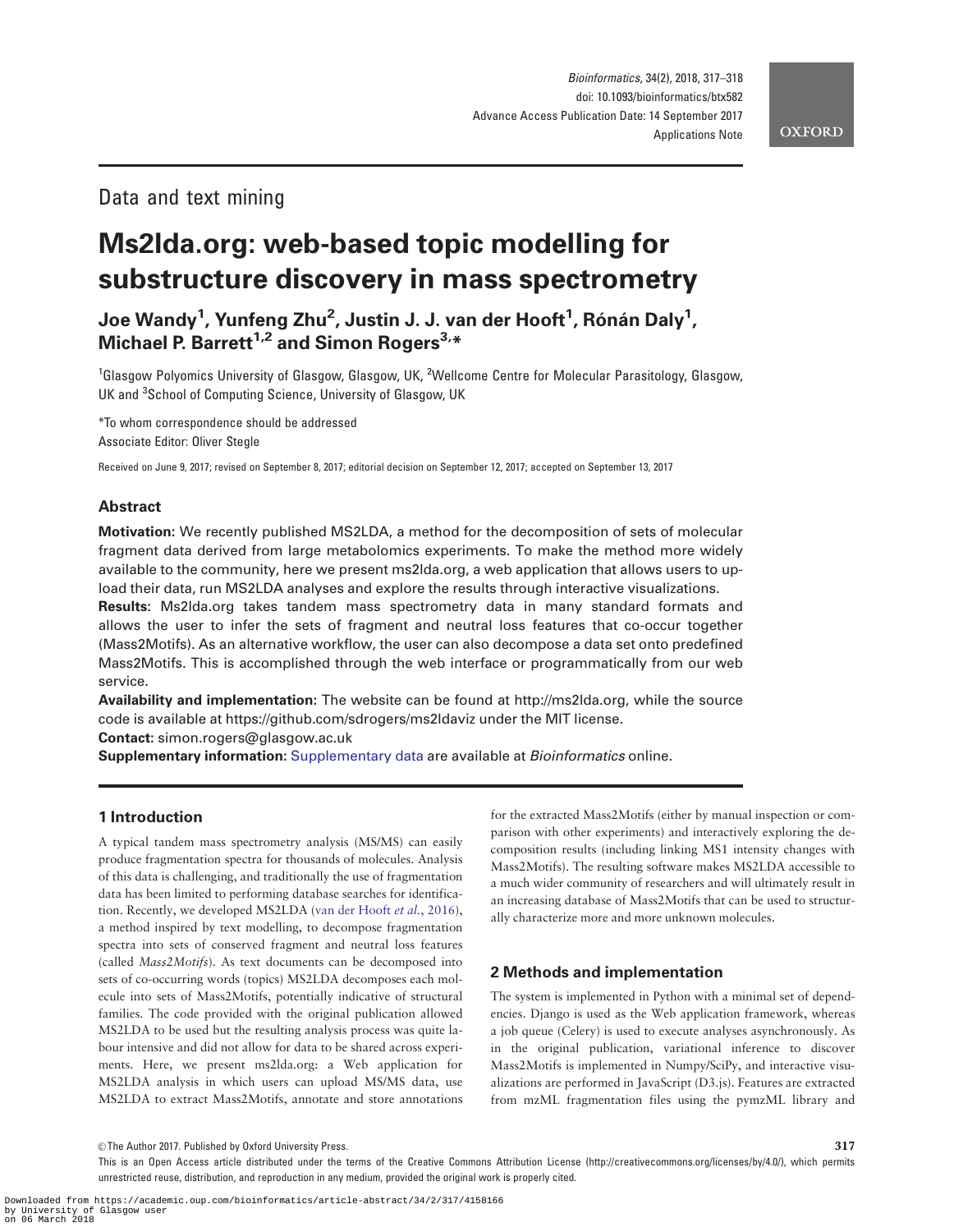Data and text mining

# Ms2lda.org: web-based topic modelling for substructure discovery in mass spectrometry

**Joe Wandy[1], Yunfeng Zhu[2], Justin J. J. van der Hooft[1], Rónán Daly[1], Michael P. Barrett[1,2] and Simon Rogers[3,*]**

[1]Glasgow Polyomics University of Glasgow, Glasgow, UK, [2]Wellcome Centre for Molecular Parasitology, Glasgow, UK and [3]School of Computing Science, University of Glasgow, UK

*To whom correspondence should be addressed
Associate Editor: Oliver Stegle

Received on June 9, 2017; revised on September 8, 2017; editorial decision on September 12, 2017; accepted on September 13, 2017

## Abstract

**Motivation:** We recently published MS2LDA, a method for the decomposition of sets of molecular fragment data derived from large metabolomics experiments. To make the method more widely available to the community, here we present ms2lda.org, a web application that allows users to upload their data, run MS2LDA analyses and explore the results through interactive visualizations.

**Results:** Ms2lda.org takes tandem mass spectrometry data in many standard formats and allows the user to infer the sets of fragment and neutral loss features that co-occur together (Mass2Motifs). As an alternative workflow, the user can also decompose a data set onto predefined Mass2Motifs. This is accomplished through the web interface or programmatically from our web service.

**Availability and implementation:** The website can be found at http://ms2lda.org, while the source code is available at https://github.com/sdrogers/ms2ldaviz under the MIT license.

**Contact:** simon.rogers@glasgow.ac.uk

**Supplementary information:** Supplementary data are available at *Bioinformatics* online.

## 1 Introduction

A typical tandem mass spectrometry analysis (MS/MS) can easily produce fragmentation spectra for thousands of molecules. Analysis of this data is challenging, and traditionally the use of fragmentation data has been limited to performing database searches for identification. Recently, we developed MS2LDA (van der Hooft *et al.*, 2016), a method inspired by text modelling, to decompose fragmentation spectra into sets of conserved fragment and neutral loss features (called *Mass2Motifs*). As text documents can be decomposed into sets of co-occurring words (topics) MS2LDA decomposes each molecule into sets of Mass2Motifs, potentially indicative of structural families. The code provided with the original publication allowed MS2LDA to be used but the resulting analysis process was quite labour intensive and did not allow for data to be shared across experiments. Here, we present ms2lda.org: a Web application for MS2LDA analysis in which users can upload MS/MS data, use MS2LDA to extract Mass2Motifs, annotate and store annotations for the extracted Mass2Motifs (either by manual inspection or comparison with other experiments) and interactively exploring the decomposition results (including linking MS1 intensity changes with Mass2Motifs). The resulting software makes MS2LDA accessible to a much wider community of researchers and will ultimately result in an increasing database of Mass2Motifs that can be used to structurally characterize more and more unknown molecules.

## 2 Methods and implementation

The system is implemented in Python with a minimal set of dependencies. Django is used as the Web application framework, whereas a job queue (Celery) is used to execute analyses asynchronously. As in the original publication, variational inference to discover Mass2Motifs is implemented in Numpy/SciPy, and interactive visualizations are performed in JavaScript (D3.js). Features are extracted from mzML fragmentation files using the pymzML library and

© The Author 2017. Published by Oxford University Press.

This is an Open Access article distributed under the terms of the Creative Commons Attribution License (http://creativecommons.org/licenses/by/4.0/), which permits unrestricted reuse, distribution, and reproduction in any medium, provided the original work is properly cited.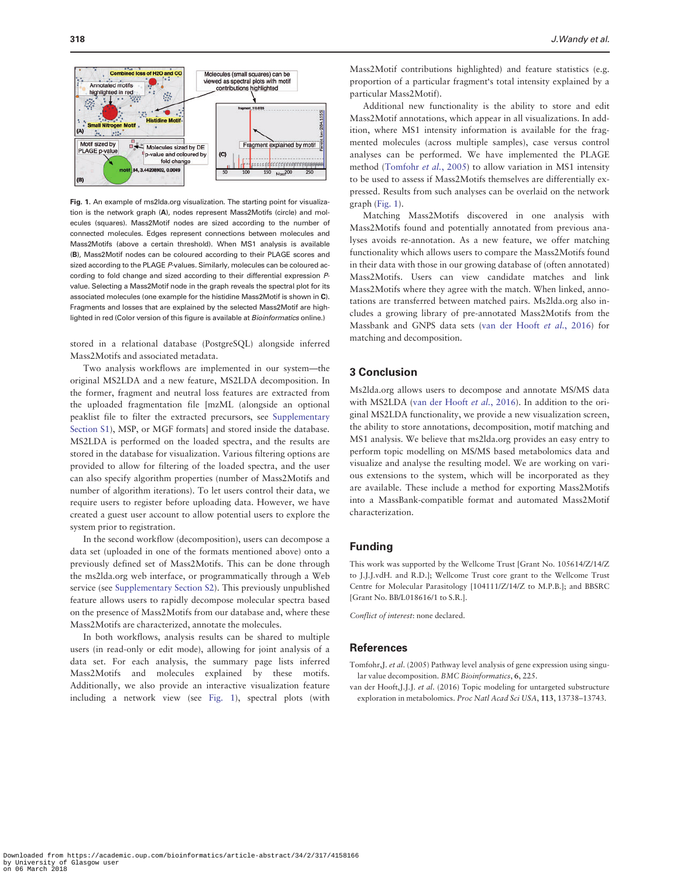Combined loss of H2O and CO

Annotated motifs highlighted in red

Small Nitrogen Motif

Histidine Motif

(A)

Molecules (small squares) can be viewed as spectral plots with motif contributions highlighted

Motif sized by PLAGE p-value

Molecules sized by DE p-value and coloured by fold change

motif_84, 3.44208902, 0.0049

(B)

Fragment explained by motif

(C)

50 100 150 Mass 200 250

**Fig. 1.** An example of ms2lda.org visualization. The starting point for visualization is the network graph (**A**), nodes represent Mass2Motifs (circle) and molecules (squares). Mass2Motif nodes are sized according to the number of connected molecules. Edges represent connections between molecules and Mass2Motifs (above a certain threshold). When MS1 analysis is available (**B**), Mass2Motif nodes can be coloured according to their PLAGE scores and sized according to the PLAGE *P*-values. Similarly, molecules can be coloured according to fold change and sized according to their differential expression *P*-value. Selecting a Mass2Motif node in the graph reveals the spectral plot for its associated molecules (one example for the histidine Mass2Motif is shown in **C**). Fragments and losses that are explained by the selected Mass2Motif are highlighted in red (Color version of this figure is available at *Bioinformatics* online.)

stored in a relational database (PostgreSQL) alongside inferred Mass2Motifs and associated metadata.

Two analysis workflows are implemented in our system—the original MS2LDA and a new feature, MS2LDA decomposition. In the former, fragment and neutral loss features are extracted from the uploaded fragmentation file [mzML (alongside an optional peaklist file to filter the extracted precursors, see Supplementary Section S1), MSP, or MGF formats] and stored inside the database. MS2LDA is performed on the loaded spectra, and the results are stored in the database for visualization. Various filtering options are provided to allow for filtering of the loaded spectra, and the user can also specify algorithm properties (number of Mass2Motifs and number of algorithm iterations). To let users control their data, we require users to register before uploading data. However, we have created a guest user account to allow potential users to explore the system prior to registration.

In the second workflow (decomposition), users can decompose a data set (uploaded in one of the formats mentioned above) onto a previously defined set of Mass2Motifs. This can be done through the ms2lda.org web interface, or programmatically through a Web service (see Supplementary Section S2). This previously unpublished feature allows users to rapidly decompose molecular spectra based on the presence of Mass2Motifs from our database and, where these Mass2Motifs are characterized, annotate the molecules.

In both workflows, analysis results can be shared to multiple users (in read-only or edit mode), allowing for joint analysis of a data set. For each analysis, the summary page lists inferred Mass2Motifs and molecules explained by these motifs. Additionally, we also provide an interactive visualization feature including a network view (see Fig. 1), spectral plots (with Mass2Motif contributions highlighted) and feature statistics (e.g. proportion of a particular fragment's total intensity explained by a particular Mass2Motif).

Additional new functionality is the ability to store and edit Mass2Motif annotations, which appear in all visualizations. In addition, where MS1 intensity information is available for the fragmented molecules (across multiple samples), case versus control analyses can be performed. We have implemented the PLAGE method (Tomfohr *et al.*, 2005) to allow variation in MS1 intensity to be used to assess if Mass2Motifs themselves are differentially expressed. Results from such analyses can be overlaid on the network graph (Fig. 1).

Matching Mass2Motifs discovered in one analysis with Mass2Motifs found and potentially annotated from previous analyses avoids re-annotation. As a new feature, we offer matching functionality which allows users to compare the Mass2Motifs found in their data with those in our growing database of (often annotated) Mass2Motifs. Users can view candidate matches and link Mass2Motifs where they agree with the match. When linked, annotations are transferred between matched pairs. Ms2lda.org also includes a growing library of pre-annotated Mass2Motifs from the Massbank and GNPS data sets (van der Hooft *et al.*, 2016) for matching and decomposition.

## 3 Conclusion

Ms2lda.org allows users to decompose and annotate MS/MS data with MS2LDA (van der Hooft *et al.*, 2016). In addition to the original MS2LDA functionality, we provide a new visualization screen, the ability to store annotations, decomposition, motif matching and MS1 analysis. We believe that ms2lda.org provides an easy entry to perform topic modelling on MS/MS based metabolomics data and visualize and analyse the resulting model. We are working on various extensions to the system, which will be incorporated as they are available. These include a method for exporting Mass2Motifs into a MassBank-compatible format and automated Mass2Motif characterization.

## Funding

This work was supported by the Wellcome Trust [Grant No. 105614/Z/14/Z to J.J.J.vdH. and R.D.]; Wellcome Trust core grant to the Wellcome Trust Centre for Molecular Parasitology [104111/Z/14/Z to M.P.B.]; and BBSRC [Grant No. BB/L018616/1 to S.R.].

*Conflict of interest*: none declared.

## References

Tomfohr,J. *et al.* (2005) Pathway level analysis of gene expression using singular value decomposition. *BMC Bioinformatics*, **6**, 225.

van der Hooft,J.J.J. *et al.* (2016) Topic modeling for untargeted substructure exploration in metabolomics. *Proc Natl Acad Sci USA*, **113**, 13738–13743.